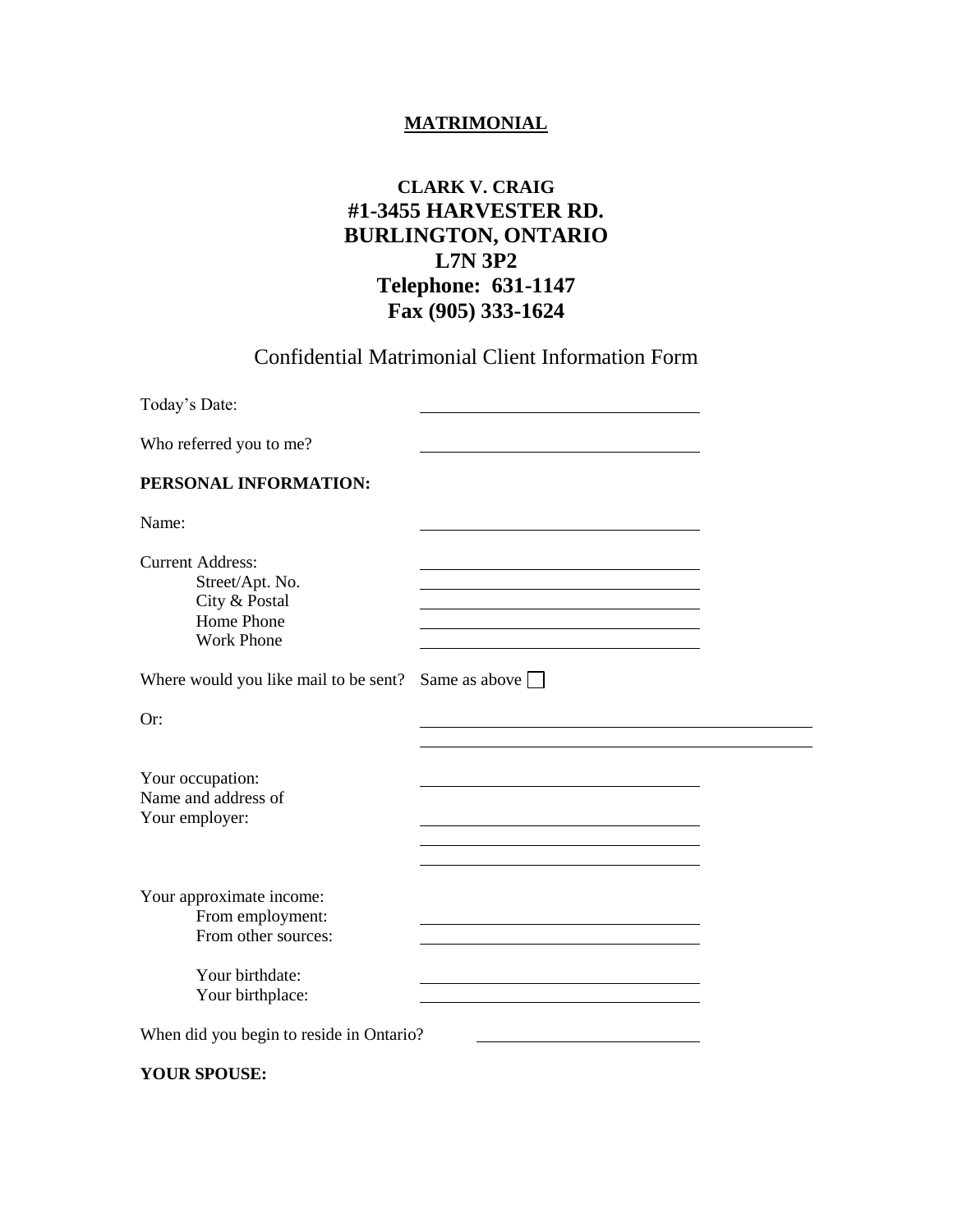**MATRIMONIAL**

**CLARK V. CRAIG**
**#1-3455 HARVESTER RD.**
**BURLINGTON, ONTARIO**
**L7N 3P2**
**Telephone: 631-1147**
**Fax (905) 333-1624**

## Confidential Matrimonial Client Information Form

Today's Date: \_\_\_\_\_\_\_\_\_\_\_\_\_\_\_\_\_\_\_\_\_\_\_\_\_\_\_\_\_\_

Who referred you to me? \_\_\_\_\_\_\_\_\_\_\_\_\_\_\_\_\_\_\_\_\_\_\_\_\_\_\_\_\_\_

**PERSONAL INFORMATION:**

Name: \_\_\_\_\_\_\_\_\_\_\_\_\_\_\_\_\_\_\_\_\_\_\_\_\_\_\_\_\_\_

Current Address: \_\_\_\_\_\_\_\_\_\_\_\_\_\_\_\_\_\_\_\_\_\_\_\_\_\_\_\_\_\_
- Street/Apt. No. \_\_\_\_\_\_\_\_\_\_\_\_\_\_\_\_\_\_\_\_\_\_\_\_\_\_\_\_\_\_
- City & Postal \_\_\_\_\_\_\_\_\_\_\_\_\_\_\_\_\_\_\_\_\_\_\_\_\_\_\_\_\_\_
- Home Phone \_\_\_\_\_\_\_\_\_\_\_\_\_\_\_\_\_\_\_\_\_\_\_\_\_\_\_\_\_\_
- Work Phone \_\_\_\_\_\_\_\_\_\_\_\_\_\_\_\_\_\_\_\_\_\_\_\_\_\_\_\_\_\_

Where would you like mail to be sent? Same as above ☐

Or: \_\_\_\_\_\_\_\_\_\_\_\_\_\_\_\_\_\_\_\_\_\_\_\_\_\_\_\_\_\_\_\_\_\_\_\_\_\_\_\_\_\_

\_\_\_\_\_\_\_\_\_\_\_\_\_\_\_\_\_\_\_\_\_\_\_\_\_\_\_\_\_\_\_\_\_\_\_\_\_\_\_\_\_\_

Your occupation: \_\_\_\_\_\_\_\_\_\_\_\_\_\_\_\_\_\_\_\_\_\_\_\_\_\_\_\_\_\_

Name and address of
Your employer: \_\_\_\_\_\_\_\_\_\_\_\_\_\_\_\_\_\_\_\_\_\_\_\_\_\_\_\_\_\_

\_\_\_\_\_\_\_\_\_\_\_\_\_\_\_\_\_\_\_\_\_\_\_\_\_\_\_\_\_\_

\_\_\_\_\_\_\_\_\_\_\_\_\_\_\_\_\_\_\_\_\_\_\_\_\_\_\_\_\_\_

Your approximate income:
- From employment: \_\_\_\_\_\_\_\_\_\_\_\_\_\_\_\_\_\_\_\_\_\_\_\_\_\_\_\_\_\_
- From other sources: \_\_\_\_\_\_\_\_\_\_\_\_\_\_\_\_\_\_\_\_\_\_\_\_\_\_\_\_\_\_

- Your birthdate: \_\_\_\_\_\_\_\_\_\_\_\_\_\_\_\_\_\_\_\_\_\_\_\_\_\_\_\_\_\_
- Your birthplace: \_\_\_\_\_\_\_\_\_\_\_\_\_\_\_\_\_\_\_\_\_\_\_\_\_\_\_\_\_\_

When did you begin to reside in Ontario? \_\_\_\_\_\_\_\_\_\_\_\_\_\_\_\_\_\_\_\_\_\_\_\_

**YOUR SPOUSE:**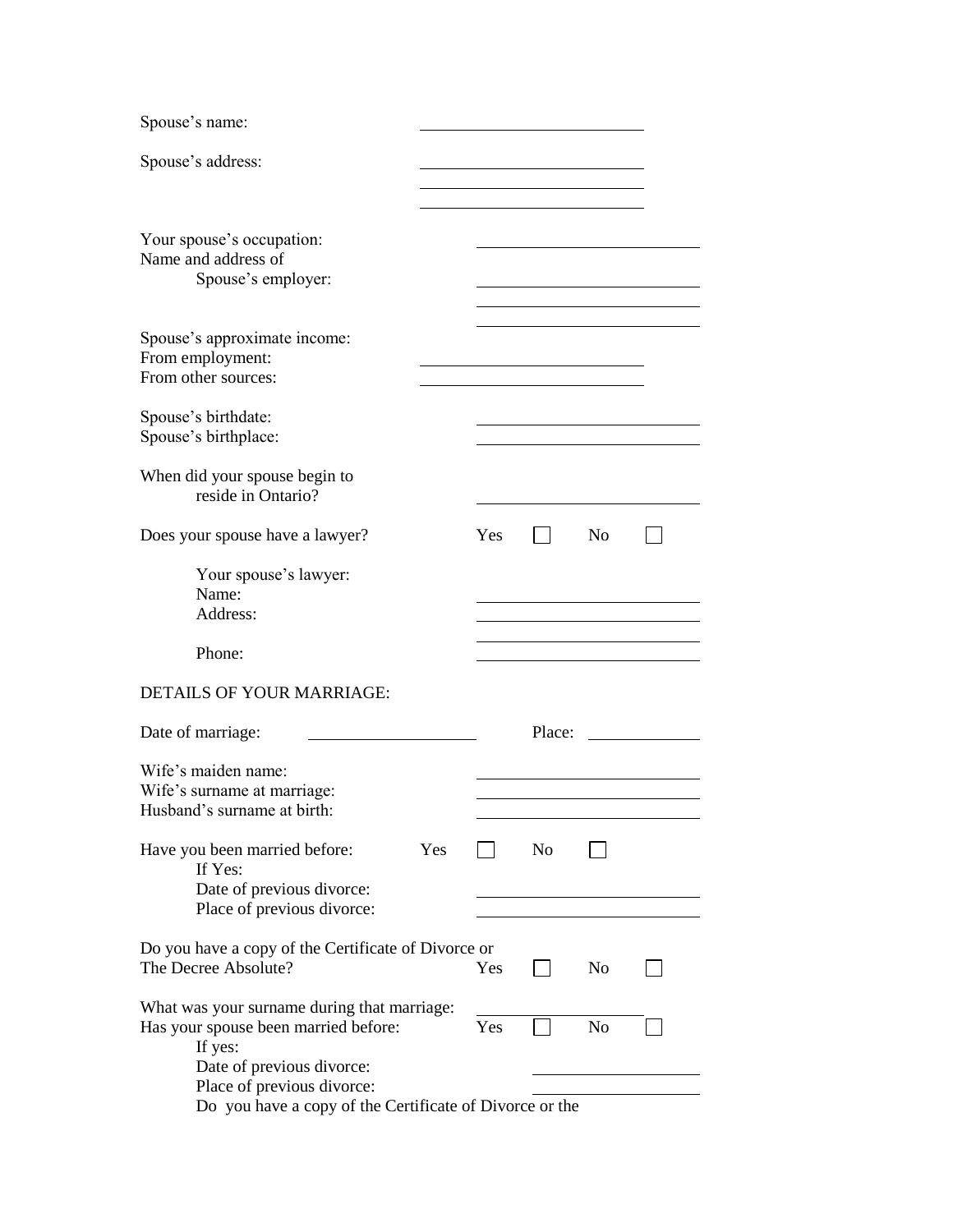Spouse's name: ______________________

Spouse's address: ______________________
______________________
______________________

Your spouse's occupation: ______________________

Name and address of
Spouse's employer: ______________________
______________________
______________________

Spouse's approximate income:
From employment: ______________________
From other sources: ______________________

Spouse's birthdate: ______________________
Spouse's birthplace: ______________________

When did your spouse begin to
reside in Ontario? ______________________

Does your spouse have a lawyer? Yes ☐ No ☐

Your spouse's lawyer:
Name: ______________________
Address: ______________________
______________________
Phone: ______________________

DETAILS OF YOUR MARRIAGE:

Date of marriage: ______________________ Place: ______________

Wife's maiden name: ______________________
Wife's surname at marriage: ______________________
Husband's surname at birth: ______________________

Have you been married before: Yes ☐ No ☐
If Yes:
Date of previous divorce: ______________________
Place of previous divorce: ______________________

Do you have a copy of the Certificate of Divorce or
The Decree Absolute? Yes ☐ No ☐

What was your surname during that marriage: ______________________
Has your spouse been married before: Yes ☐ No ☐
If yes:
Date of previous divorce: ______________________
Place of previous divorce: ______________________
Do you have a copy of the Certificate of Divorce or the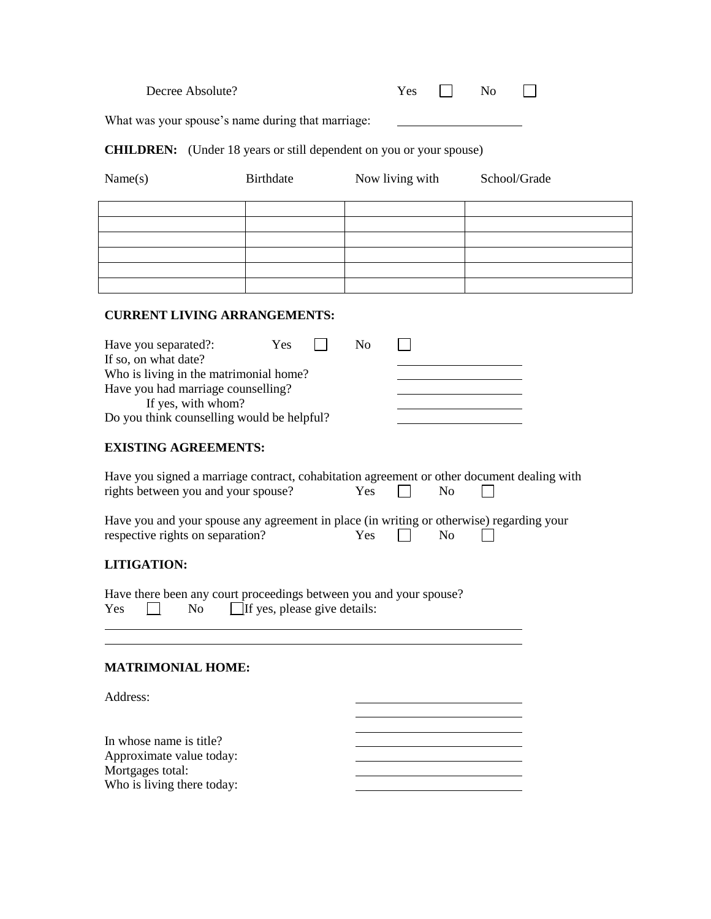Decree Absolute? Yes ☐ No ☐

What was your spouse's name during that marriage: ____________________

**CHILDREN:** (Under 18 years or still dependent on you or your spouse)

| Name(s) | Birthdate | Now living with | School/Grade |
|---|---|---|---|
| | | | |
| | | | |
| | | | |
| | | | |
| | | | |
| | | | |

**CURRENT LIVING ARRANGEMENTS:**

Have you separated?: Yes ☐ No ☐
If so, on what date? ____________________
Who is living in the matrimonial home? ____________________
Have you had marriage counselling? ____________________
If yes, with whom? ____________________
Do you think counselling would be helpful? ____________________

**EXISTING AGREEMENTS:**

Have you signed a marriage contract, cohabitation agreement or other document dealing with rights between you and your spouse? Yes ☐ No ☐

Have you and your spouse any agreement in place (in writing or otherwise) regarding your respective rights on separation? Yes ☐ No ☐

**LITIGATION:**

Have there been any court proceedings between you and your spouse?
Yes ☐ No ☐ If yes, please give details:

____________________________________________________________

____________________________________________________________

**MATRIMONIAL HOME:**

Address: ____________________
____________________
____________________

In whose name is title? ____________________
Approximate value today: ____________________
Mortgages total: ____________________
Who is living there today: ____________________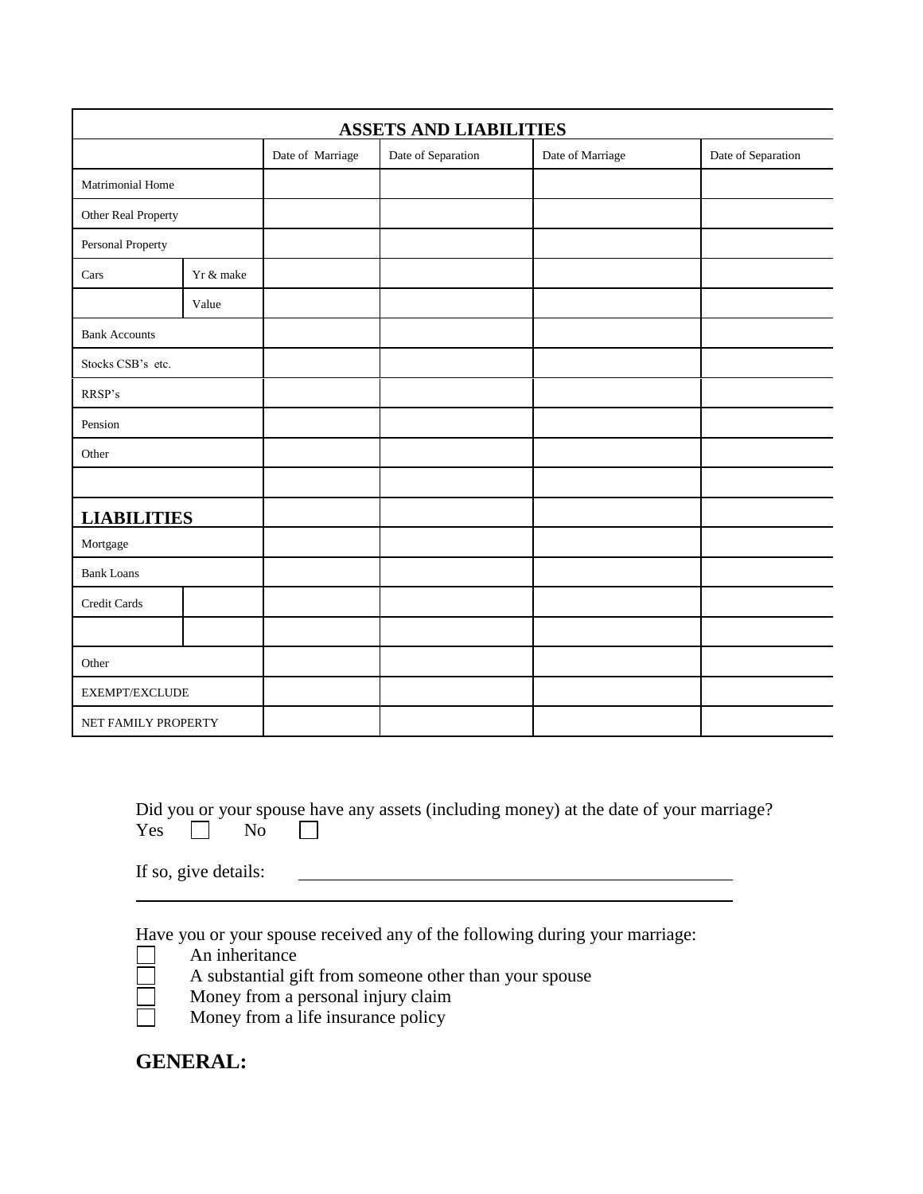| ASSETS AND LIABILITIES | | | | | |
|---|---|---|---|---|---|
| | | Date of Marriage | Date of Separation | Date of Marriage | Date of Separation |
| Matrimonial Home | | | | | |
| Other Real Property | | | | | |
| Personal Property | | | | | |
| Cars | Yr & make | | | | |
| | Value | | | | |
| Bank Accounts | | | | | |
| Stocks CSB's etc. | | | | | |
| RRSP's | | | | | |
| Pension | | | | | |
| Other | | | | | |
| | | | | | |
| **LIABILITIES** | | | | | |
| Mortgage | | | | | |
| Bank Loans | | | | | |
| Credit Cards | | | | | |
| | | | | | |
| Other | | | | | |
| EXEMPT/EXCLUDE | | | | | |
| NET FAMILY PROPERTY | | | | | |

Did you or your spouse have any assets (including money) at the date of your marriage?
Yes ☐ No ☐

If so, give details: \_\_\_\_\_\_\_\_\_\_\_\_\_\_\_\_\_\_\_\_\_\_\_\_\_\_\_\_\_\_\_\_\_\_\_\_\_\_\_\_

\_\_\_\_\_\_\_\_\_\_\_\_\_\_\_\_\_\_\_\_\_\_\_\_\_\_\_\_\_\_\_\_\_\_\_\_\_\_\_\_\_\_\_\_\_\_\_\_\_\_\_\_\_\_\_\_\_\_\_\_

Have you or your spouse received any of the following during your marriage:

- ☐ An inheritance
- ☐ A substantial gift from someone other than your spouse
- ☐ Money from a personal injury claim
- ☐ Money from a life insurance policy

## GENERAL: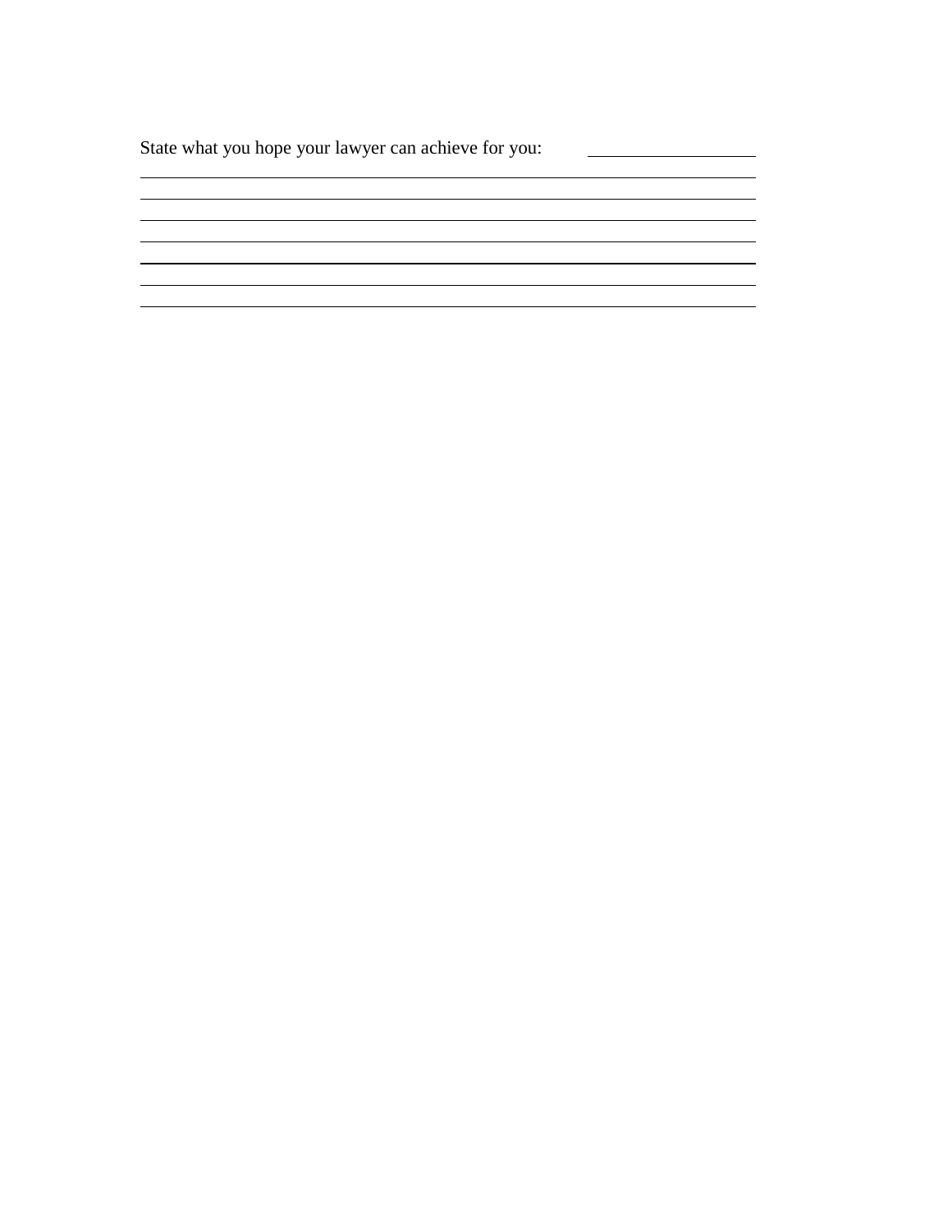State what you hope your lawyer can achieve for you: ____________________

______________________________________________________________________

______________________________________________________________________

______________________________________________________________________

______________________________________________________________________

______________________________________________________________________

______________________________________________________________________

______________________________________________________________________